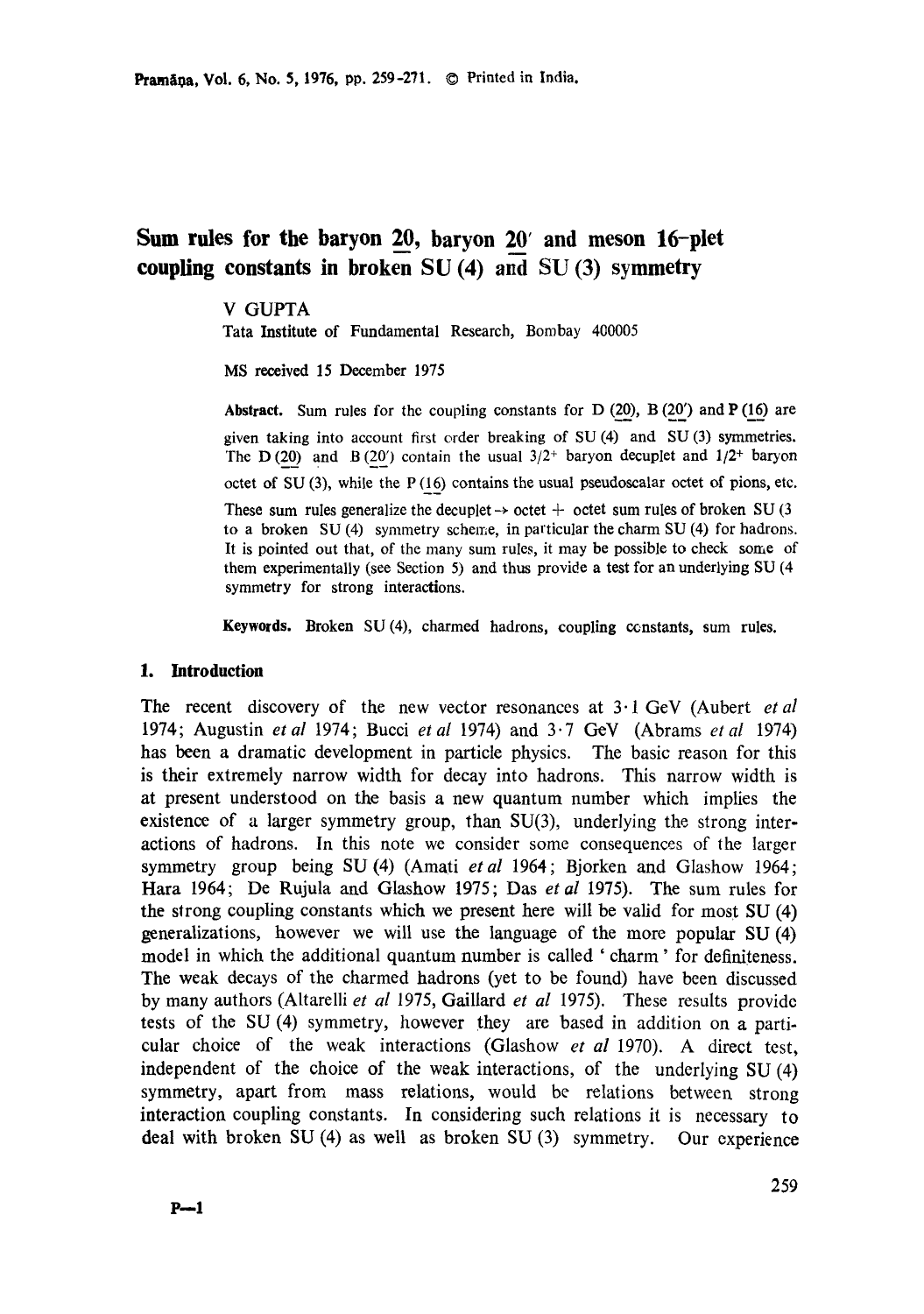# Sum rules for the baryon $\underline{20}$, baryon $\underline{20}'$ and meson 16-plet coupling constants in broken SU (4) and SU (3) symmetry

V GUPTA
Tata Institute of Fundamental Research, Bombay 400005

MS received 15 December 1975

**Abstract.** Sum rules for the coupling constants for D $(\underline{20})$, B $(\underline{20}')$ and P $(\underline{16})$ are given taking into account first order breaking of SU (4) and SU (3) symmetries. The D $(\underline{20})$ and B $(\underline{20}')$ contain the usual $3/2^+$ baryon decuplet and $1/2^+$ baryon octet of SU (3), while the P $(\underline{16})$ contains the usual pseudoscalar octet of pions, etc. These sum rules generalize the decuplet $\rightarrow$ octet + octet sum rules of broken SU (3 to a broken SU (4) symmetry scheme, in particular the charm SU (4) for hadrons. It is pointed out that, of the many sum rules, it may be possible to check some of them experimentally (see Section 5) and thus provide a test for an underlying SU (4 symmetry for strong interactions.

**Keywords.** Broken SU (4), charmed hadrons, coupling constants, sum rules.

## 1. Introduction

The recent discovery of the new vector resonances at 3·1 GeV (Aubert *et al* 1974; Augustin *et al* 1974; Bucci *et al* 1974) and 3·7 GeV (Abrams *et al* 1974) has been a dramatic development in particle physics. The basic reason for this is their extremely narrow width for decay into hadrons. This narrow width is at present understood on the basis a new quantum number which implies the existence of a larger symmetry group, than SU(3), underlying the strong interactions of hadrons. In this note we consider some consequences of the larger symmetry group being SU (4) (Amati *et al* 1964; Bjorken and Glashow 1964; Hara 1964; De Rujula and Glashow 1975; Das *et al* 1975). The sum rules for the strong coupling constants which we present here will be valid for most SU (4) generalizations, however we will use the language of the more popular SU (4) model in which the additional quantum number is called 'charm' for definiteness. The weak decays of the charmed hadrons (yet to be found) have been discussed by many authors (Altarelli *et al* 1975, Gaillard *et al* 1975). These results provide tests of the SU (4) symmetry, however they are based in addition on a particular choice of the weak interactions (Glashow *et al* 1970). A direct test, independent of the choice of the weak interactions, of the underlying SU (4) symmetry, apart from mass relations, would be relations between strong interaction coupling constants. In considering such relations it is necessary to deal with broken SU (4) as well as broken SU (3) symmetry. Our experience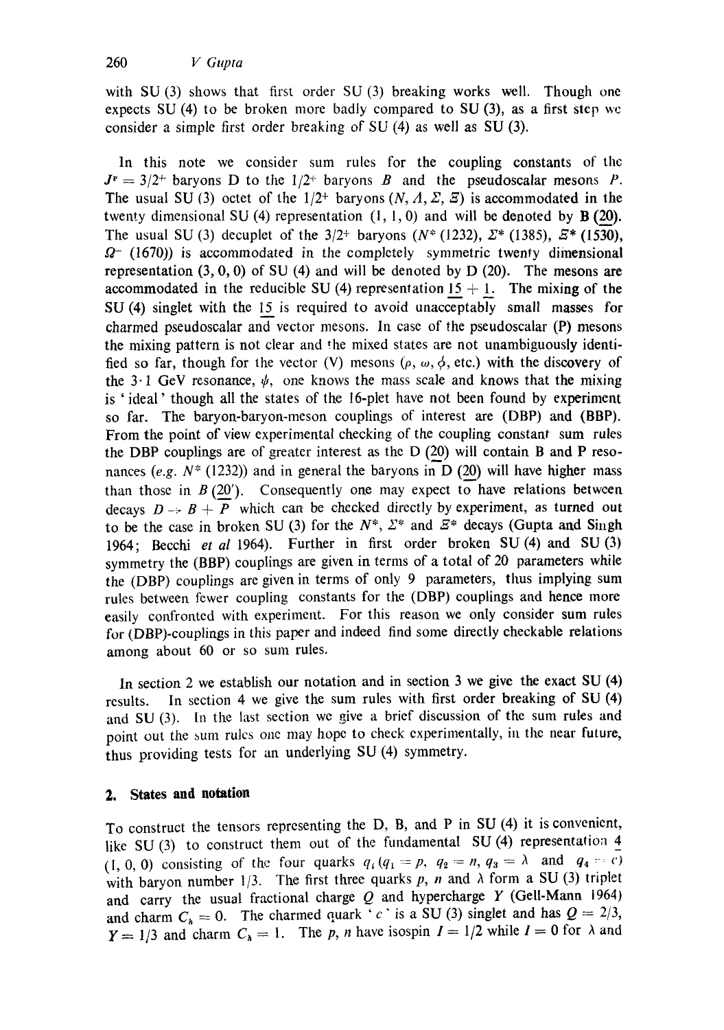with SU (3) shows that first order SU (3) breaking works well. Though one expects SU (4) to be broken more badly compared to SU (3), as a first step we consider a simple first order breaking of SU (4) as well as SU (3).

In this note we consider sum rules for the coupling constants of the $J^P = 3/2^+$ baryons D to the $1/2^+$ baryons $B$ and the pseudoscalar mesons $P$. The usual SU (3) octet of the $1/2^+$ baryons ($N, \Lambda, \Sigma, \Xi$) is accommodated in the twenty dimensional SU (4) representation (1, 1, 0) and will be denoted by **B (20)**. The usual SU (3) decuplet of the $3/2^+$ baryons ($N^*$ (1232), $\Sigma^*$ (1385), $\Xi^*$ (1530), $\Omega^-$ (1670)) is accommodated in the completely symmetric twenty dimensional representation (3, 0, 0) of SU (4) and will be denoted by D (20). The mesons are accommodated in the reducible SU (4) representation $\underline{15} + \underline{1}$. The mixing of the SU (4) singlet with the $\underline{15}$ is required to avoid unacceptably small masses for charmed pseudoscalar and vector mesons. In case of the pseudoscalar (P) mesons the mixing pattern is not clear and the mixed states are not unambiguously identified so far, though for the vector (V) mesons ($\rho$, $\omega$, $\phi$, etc.) with the discovery of the 3·1 GeV resonance, $\psi$, one knows the mass scale and knows that the mixing is 'ideal' though all the states of the 16-plet have not been found by experiment so far. The baryon-baryon-meson couplings of interest are (DBP) and (BBP). From the point of view experimental checking of the coupling constant sum rules the DBP couplings are of greater interest as the D (20) will contain B and P resonances (*e.g.* $N^*$ (1232)) and in general the baryons in D (20) will have higher mass than those in $B$ (20'). Consequently one may expect to have relations between decays $D \to B + P$ which can be checked directly by experiment, as turned out to be the case in broken SU (3) for the $N^*$, $\Sigma^*$ and $\Xi^*$ decays (Gupta and Singh 1964; Becchi *et al* 1964). Further in first order broken SU (4) and SU (3) symmetry the (BBP) couplings are given in terms of a total of 20 parameters while the (DBP) couplings are given in terms of only 9 parameters, thus implying sum rules between fewer coupling constants for the (DBP) couplings and hence more easily confronted with experiment. For this reason we only consider sum rules for (DBP)-couplings in this paper and indeed find some directly checkable relations among about 60 or so sum rules.

In section 2 we establish our notation and in section 3 we give the exact SU (4) results. In section 4 we give the sum rules with first order breaking of SU (4) and SU (3). In the last section we give a brief discussion of the sum rules and point out the sum rules one may hope to check experimentally, in the near future, thus providing tests for an underlying SU (4) symmetry.

## 2. States and notation

To construct the tensors representing the D, B, and P in SU (4) it is convenient, like SU (3) to construct them out of the fundamental SU (4) representation $\underline{4}$ (1, 0, 0) consisting of the four quarks $q_i$ ($q_1 = p$, $q_2 = n$, $q_3 = \lambda$ and $q_4 = c$) with baryon number 1/3. The first three quarks $p$, $n$ and $\lambda$ form a SU (3) triplet and carry the usual fractional charge $Q$ and hypercharge $Y$ (Gell-Mann 1964) and charm $C_h = 0$. The charmed quark '$c$' is a SU (3) singlet and has $Q = 2/3$, $Y = 1/3$ and charm $C_h = 1$. The $p$, $n$ have isospin $I = 1/2$ while $I = 0$ for $\lambda$ and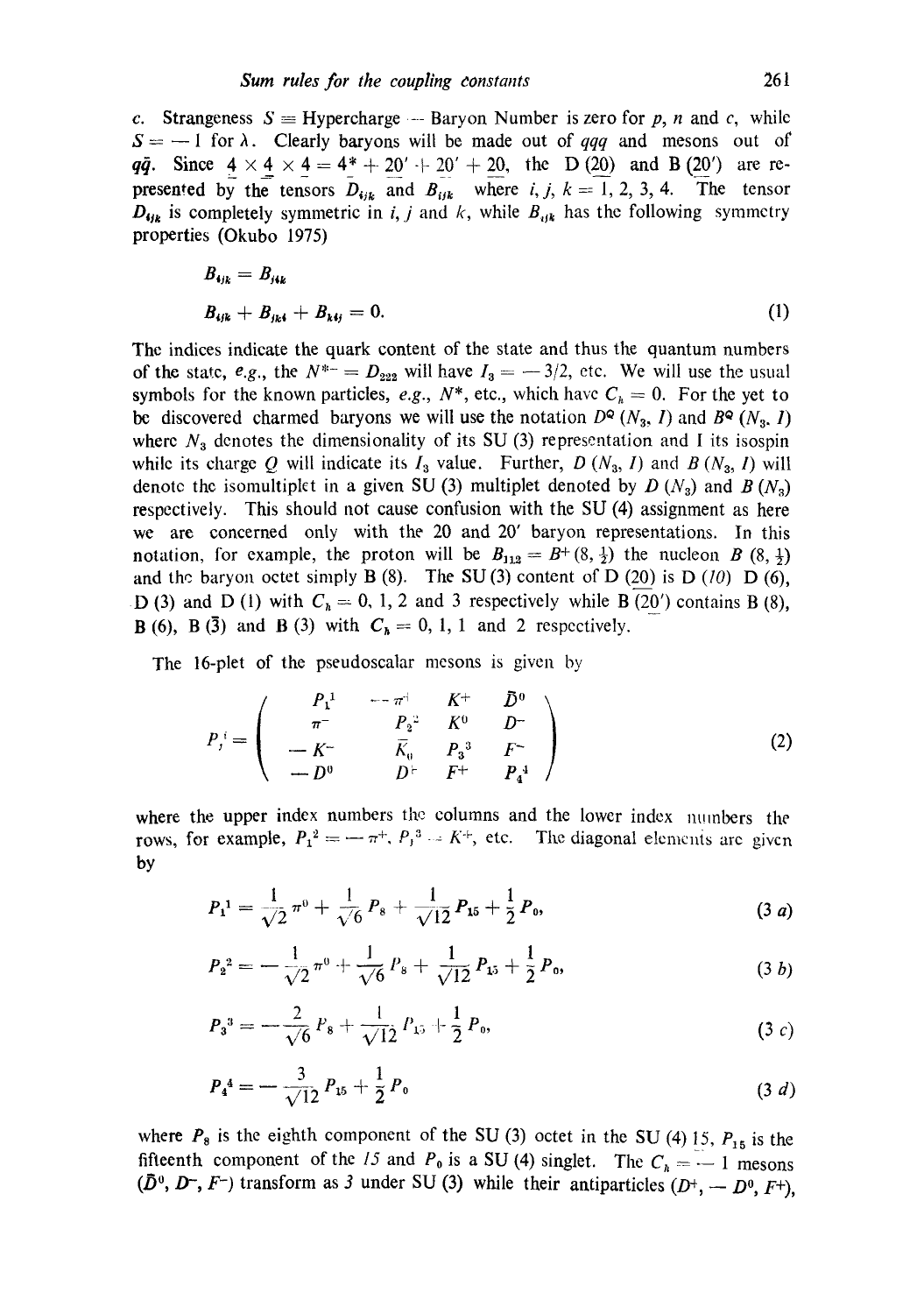*c*. Strangeness $S \equiv$ Hypercharge — Baryon Number is zero for $p$, $n$ and $c$, while $S = -1$ for $\lambda$. Clearly baryons will be made out of $qqq$ and mesons out of $q\bar{q}$. Since $\underline{4} \times \underline{4} \times \underline{4} = \underline{4}^* + \underline{20}' + \underline{20}' + \underline{20}$, the D $(\underline{20})$ and B $(\underline{20}')$ are represented by the tensors $D_{ijk}$ and $B_{ijk}$ where $i, j, k = 1, 2, 3, 4$. The tensor $D_{ijk}$ is completely symmetric in $i$, $j$ and $k$, while $B_{ijk}$ has the following symmetry properties (Okubo 1975)

$$B_{ijk} = B_{jik}$$

$$B_{ijk} + B_{jki} + B_{kij} = 0. \tag{1}$$

The indices indicate the quark content of the state and thus the quantum numbers of the state, *e.g.*, the $N^{*-} = D_{222}$ will have $I_3 = -3/2$, etc. We will use the usual symbols for the known particles, *e.g.*, $N^*$, etc., which have $C_h = 0$. For the yet to be discovered charmed baryons we will use the notation $D^Q (N_3, I)$ and $B^Q (N_3, I)$ where $N_3$ denotes the dimensionality of its SU (3) representation and I its isospin while its charge $Q$ will indicate its $I_3$ value. Further, $D (N_3, I)$ and $B (N_3, I)$ will denote the isomultiplet in a given SU (3) multiplet denoted by $D (N_3)$ and $B (N_3)$ respectively. This should not cause confusion with the SU (4) assignment as here we are concerned only with the 20 and 20′ baryon representations. In this notation, for example, the proton will be $B_{112} = B^+ (8, \frac{1}{2})$ the nucleon $B (8, \frac{1}{2})$ and the baryon octet simply B (8). The SU (3) content of D $(\underline{20})$ is D (*10*) D (6), D (3) and D (1) with $C_h = 0, 1, 2$ and 3 respectively while B $(\underline{20}')$ contains B (8), B (6), B $(\bar{3})$ and B (3) with $C_h = 0, 1, 1$ and 2 respectively.

The 16-plet of the pseudoscalar mesons is given by

$$P_j^{\,i} = \begin{pmatrix} P_1^{\,1} & -\pi^+ & K^+ & \bar{D}^0 \\ \pi^- & P_2^{\,2} & K^0 & D^- \\ -K^- & \bar{K}_0 & P_3^{\,3} & F^- \\ -D^0 & D^+ & F^+ & P_4^{\,4} \end{pmatrix} \tag{2}$$

where the upper index numbers the columns and the lower index numbers the rows, for example, $P_1^{\,2} = -\pi^+$, $P_1^{\,3} = K^+$, etc. The diagonal elements are given by

$$P_1^{\,1} = \frac{1}{\sqrt{2}}\pi^0 + \frac{1}{\sqrt{6}}P_8 + \frac{1}{\sqrt{12}}P_{15} + \frac{1}{2}P_0, \tag{3 a}$$

$$P_2^{\,2} = -\frac{1}{\sqrt{2}}\pi^0 + \frac{1}{\sqrt{6}}P_8 + \frac{1}{\sqrt{12}}P_{15} + \frac{1}{2}P_0, \tag{3 b}$$

$$P_3^{\,3} = -\frac{2}{\sqrt{6}}P_8 + \frac{1}{\sqrt{12}}P_{15} + \frac{1}{2}P_0, \tag{3 c}$$

$$P_4^{\,4} = -\frac{3}{\sqrt{12}}P_{15} + \frac{1}{2}P_0 \tag{3 d}$$

where $P_8$ is the eighth component of the SU (3) octet in the SU (4) $\underline{15}$, $P_{15}$ is the fifteenth component of the *15* and $P_0$ is a SU (4) singlet. The $C_h = -1$ mesons $(\bar{D}^0, D^-, F^-)$ transform as *3* under SU (3) while their antiparticles $(D^+, -D^0, F^+)$,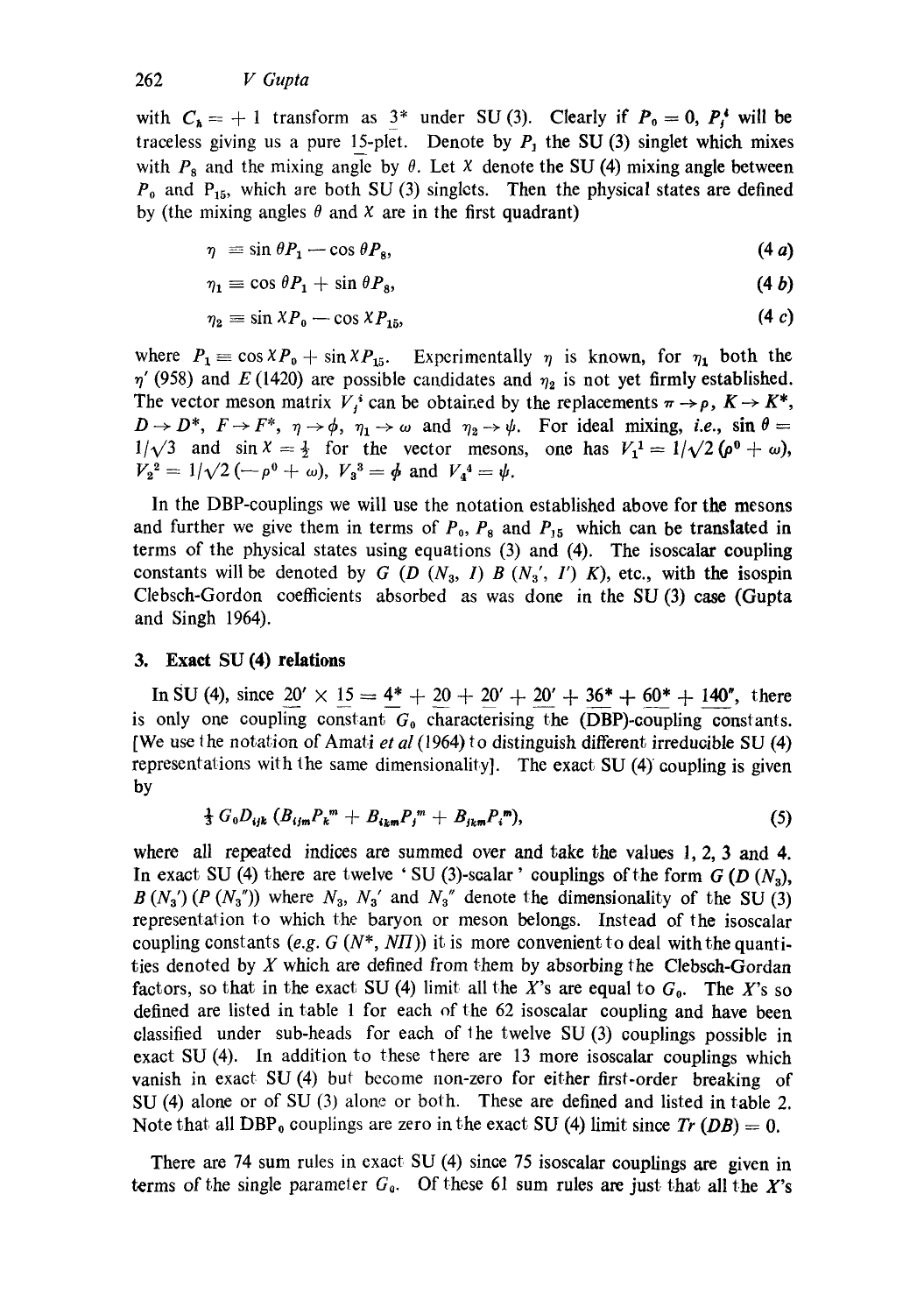with $C_k = +1$ transform as $\underline{3}^*$ under SU (3). Clearly if $P_0 = 0$, $P_j^i$ will be traceless giving us a pure $\underline{15}$-plet. Denote by $P_1$ the SU (3) singlet which mixes with $P_8$ and the mixing angle by $\theta$. Let $X$ denote the SU (4) mixing angle between $P_0$ and $P_{15}$, which are both SU (3) singlets. Then the physical states are defined by (the mixing angles $\theta$ and $X$ are in the first quadrant)

$$\eta \equiv \sin\theta P_1 - \cos\theta P_8, \tag{4 a}$$

$$\eta_1 \equiv \cos\theta P_1 + \sin\theta P_8, \tag{4 b}$$

$$\eta_2 \equiv \sin X P_0 - \cos X P_{15}, \tag{4 c}$$

where $P_1 \equiv \cos X P_0 + \sin X P_{15}$. Experimentally $\eta$ is known, for $\eta_1$ both the $\eta'$ (958) and $E$ (1420) are possible candidates and $\eta_2$ is not yet firmly established. The vector meson matrix $V_j^i$ can be obtained by the replacements $\pi \to \rho$, $K \to K^*$, $D \to D^*$, $F \to F^*$, $\eta \to \phi$, $\eta_1 \to \omega$ and $\eta_2 \to \psi$. For ideal mixing, *i.e.*, $\sin\theta = 1/\sqrt{3}$ and $\sin X = \frac{1}{2}$ for the vector mesons, one has $V_1^1 = 1/\sqrt{2}\,(\rho^0 + \omega)$, $V_2^2 = 1/\sqrt{2}\,(-\rho^0 + \omega)$, $V_3^3 = \phi$ and $V_4^4 = \psi$.

In the DBP-couplings we will use the notation established above for the mesons and further we give them in terms of $P_0$, $P_8$ and $P_{15}$ which can be translated in terms of the physical states using equations (3) and (4). The isoscalar coupling constants will be denoted by $G$ ($D$ ($N_3$, $I$) $B$ ($N_3'$, $I'$) $K$), etc., with the isospin Clebsch-Gordon coefficients absorbed as was done in the SU (3) case (Gupta and Singh 1964).

## 3. Exact SU (4) relations

In SU (4), since $\underline{20}' \times \underline{15} = \underline{4}^* + \underline{20} + \underline{20}' + \underline{20}' + \underline{36}^* + \underline{60}^* + \underline{140}''$, there is only one coupling constant $G_0$ characterising the (DBP)-coupling constants. [We use the notation of Amati *et al* (1964) to distinguish different irreducible SU (4) representations with the same dimensionality]. The exact SU (4) coupling is given by

$$\tfrac{1}{3}\, G_0 D_{ijk} \left(B_{ijm} P_k^m + B_{ikm} P_j^m + B_{jkm} P_i^m\right), \tag{5}$$

where all repeated indices are summed over and take the values 1, 2, 3 and 4. In exact SU (4) there are twelve 'SU (3)-scalar' couplings of the form $G$ ($D$ ($N_3$), $B$ ($N_3'$) ($P$ ($N_3''$)) where $N_3$, $N_3'$ and $N_3''$ denote the dimensionality of the SU (3) representation to which the baryon or meson belongs. Instead of the isoscalar coupling constants (*e.g.* $G$ ($N^*$, $N\Pi$)) it is more convenient to deal with the quantities denoted by $X$ which are defined from them by absorbing the Clebsch-Gordan factors, so that in the exact SU (4) limit all the $X$'s are equal to $G_0$. The $X$'s so defined are listed in table 1 for each of the 62 isoscalar coupling and have been classified under sub-heads for each of the twelve SU (3) couplings possible in exact SU (4). In addition to these there are 13 more isoscalar couplings which vanish in exact SU (4) but become non-zero for either first-order breaking of SU (4) alone or of SU (3) alone or both. These are defined and listed in table 2. Note that all $DBP_0$ couplings are zero in the exact SU (4) limit since $Tr$ ($DB$) $= 0$.

There are 74 sum rules in exact SU (4) since 75 isoscalar couplings are given in terms of the single parameter $G_0$. Of these 61 sum rules are just that all the $X$'s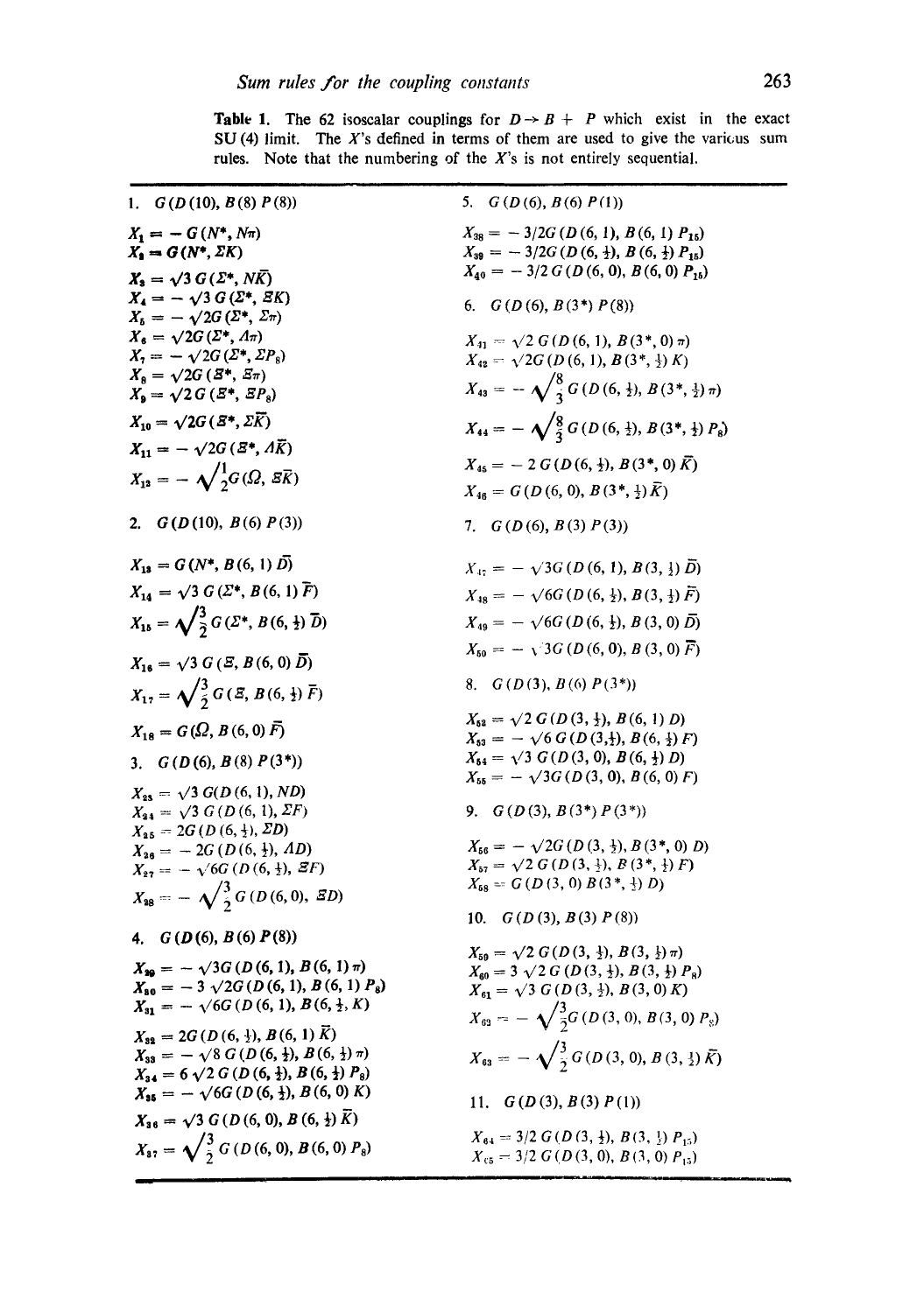**Table 1.** The 62 isoscalar couplings for $D \to B + P$ which exist in the exact SU(4) limit. The $X$'s defined in terms of them are used to give the various sum rules. Note that the numbering of the $X$'s is not entirely sequential.

1. $G(D(10), B(8)\,P(8))$

$X_1 = -G(N^*, N\pi)$
$X_2 = G(N^*, \Sigma K)$
$X_3 = \sqrt{3}\,G(\Sigma^*, N\bar{K})$
$X_4 = -\sqrt{3}\,G(\Sigma^*, \Xi K)$
$X_5 = -\sqrt{2}G(\Sigma^*, \Sigma\pi)$
$X_6 = \sqrt{2}G(\Sigma^*, \Lambda\pi)$
$X_7 = -\sqrt{2}G(\Sigma^*, \Sigma P_8)$
$X_8 = \sqrt{2}G(\Xi^*, \Xi\pi)$
$X_9 = \sqrt{2}\,G(\Xi^*, \Xi P_8)$
$X_{10} = \sqrt{2}G(\Xi^*, \Sigma\bar{K})$
$X_{11} = -\sqrt{2}G(\Xi^*, \Lambda\bar{K})$
$X_{12} = -\sqrt{\tfrac{1}{2}}G(\Omega, \Xi\bar{K})$

2. $G(D(10), B(6)\,P(3))$

$X_{13} = G(N^*, B(6, 1)\,\bar{D})$
$X_{14} = \sqrt{3}\,G(\Sigma^*, B(6, 1)\,\bar{F})$
$X_{15} = \sqrt{\tfrac{3}{2}}\,G(\Sigma^*, B(6, \tfrac{1}{2})\,\bar{D})$
$X_{16} = \sqrt{3}\,G(\Xi, B(6, 0)\,\bar{D})$
$X_{17} = \sqrt{\tfrac{3}{2}}\,G(\Xi, B(6, \tfrac{1}{2})\,\bar{F})$
$X_{18} = G(\Omega, B(6, 0)\,\bar{F})$

3. $G(D(6), B(8)\,P(3^*))$

$X_{23} = \sqrt{3}\,G(D(6, 1), ND)$
$X_{24} = \sqrt{3}\,G(D(6, 1), \Sigma F)$
$X_{25} = 2G(D(6, \tfrac{1}{2}), \Sigma D)$
$X_{26} = -2G(D(6, \tfrac{1}{2}), \Lambda D)$
$X_{27} = -\sqrt{6}G(D(6, \tfrac{1}{2}), \Xi F)$
$X_{28} = -\sqrt{\tfrac{3}{2}}\,G(D(6, 0), \Xi D)$

4. $G(D(6), B(6)\,P(8))$

$X_{29} = -\sqrt{3}G(D(6, 1), B(6, 1)\,\pi)$
$X_{30} = -3\sqrt{2}G(D(6, 1), B(6, 1)\,P_8)$
$X_{31} = -\sqrt{6}G(D(6, 1), B(6, \tfrac{1}{2}, K)$
$X_{32} = 2G(D(6, \tfrac{1}{2}), B(6, 1)\,\bar{K})$
$X_{33} = -\sqrt{8}\,G(D(6, \tfrac{1}{2}), B(6, \tfrac{1}{2})\,\pi)$
$X_{34} = 6\sqrt{2}\,G(D(6, \tfrac{1}{2}), B(6, \tfrac{1}{2})\,P_8)$
$X_{35} = -\sqrt{6}G(D(6, \tfrac{1}{2}), B(6, 0)\,K)$
$X_{36} = \sqrt{3}\,G(D(6, 0), B(6, \tfrac{1}{2})\,\bar{K})$
$X_{37} = \sqrt{\tfrac{3}{2}}\,G(D(6, 0), B(6, 0)\,P_8)$

5. $G(D(6), B(6)\,P(1))$

$X_{38} = -3/2G(D(6, 1), B(6, 1)\,P_{15})$
$X_{39} = -3/2G(D(6, \tfrac{1}{2}), B(6, \tfrac{1}{2})\,P_{15})$
$X_{40} = -3/2\,G(D(6, 0), B(6, 0)\,P_{15})$

6. $G(D(6), B(3^*)\,P(8))$

$X_{41} = \sqrt{2}\,G(D(6, 1), B(3^*, 0)\,\pi)$
$X_{42} = \sqrt{2}G(D(6, 1), B(3^*, \tfrac{1}{2})\,K)$
$X_{43} = -\sqrt{\tfrac{8}{3}}\,G(D(6, \tfrac{1}{2}), B(3^*, \tfrac{1}{2})\,\pi)$
$X_{44} = -\sqrt{\tfrac{8}{3}}\,G(D(6, \tfrac{1}{2}), B(3^*, \tfrac{1}{2})\,P_8)$
$X_{45} = -2\,G(D(6, \tfrac{1}{2}), B(3^*, 0)\,\bar{K})$
$X_{46} = G(D(6, 0), B(3^*, \tfrac{1}{2})\,\bar{K})$

7. $G(D(6), B(3)\,P(3))$

$X_{47} = -\sqrt{3}G(D(6, 1), B(3, \tfrac{1}{2})\,\bar{D})$
$X_{48} = -\sqrt{6}G(D(6, \tfrac{1}{2}), B(3, \tfrac{1}{2})\,\bar{F})$
$X_{49} = -\sqrt{6}G(D(6, \tfrac{1}{2}), B(3, 0)\,\bar{D})$
$X_{50} = -\sqrt{3}G(D(6, 0), B(3, 0)\,\bar{F})$

8. $G(D(3), B(6)\,P(3^*))$

$X_{52} = \sqrt{2}\,G(D(3, \tfrac{1}{2}), B(6, 1)\,D)$
$X_{53} = -\sqrt{6}\,G(D(3, \tfrac{1}{2}), B(6, \tfrac{1}{2})\,F)$
$X_{54} = \sqrt{3}\,G(D(3, 0), B(6, \tfrac{1}{2})\,D)$
$X_{55} = -\sqrt{3}G(D(3, 0), B(6, 0)\,F)$

9. $G(D(3), B(3^*)\,P(3^*))$

$X_{56} = -\sqrt{2}G(D(3, \tfrac{1}{2}), B(3^*, 0)\,D)$
$X_{57} = \sqrt{2}\,G(D(3, \tfrac{1}{2}), B(3^*, \tfrac{1}{2})\,F)$
$X_{58} = G(D(3, 0)\,B(3^*, \tfrac{1}{2})\,D)$

10. $G(D(3), B(3)\,P(8))$

$X_{59} = \sqrt{2}\,G(D(3, \tfrac{1}{2}), B(3, \tfrac{1}{2})\,\pi)$
$X_{60} = 3\sqrt{2}\,G(D(3, \tfrac{1}{2}), B(3, \tfrac{1}{2})\,P_8)$
$X_{61} = \sqrt{3}\,G(D(3, \tfrac{1}{2}), B(3, 0)\,K)$
$X_{62} = -\sqrt{\tfrac{3}{2}}G(D(3, 0), B(3, 0)\,P_8)$
$X_{63} = -\sqrt{\tfrac{3}{2}}\,G(D(3, 0), B(3, \tfrac{1}{2})\,\bar{K})$

11. $G(D(3), B(3)\,P(1))$

$X_{64} = 3/2\,G(D(3, \tfrac{1}{2}), B(3, \tfrac{1}{2})\,P_{15})$
$X_{65} = 3/2\,G(D(3, 0), B(3, 0)\,P_{15})$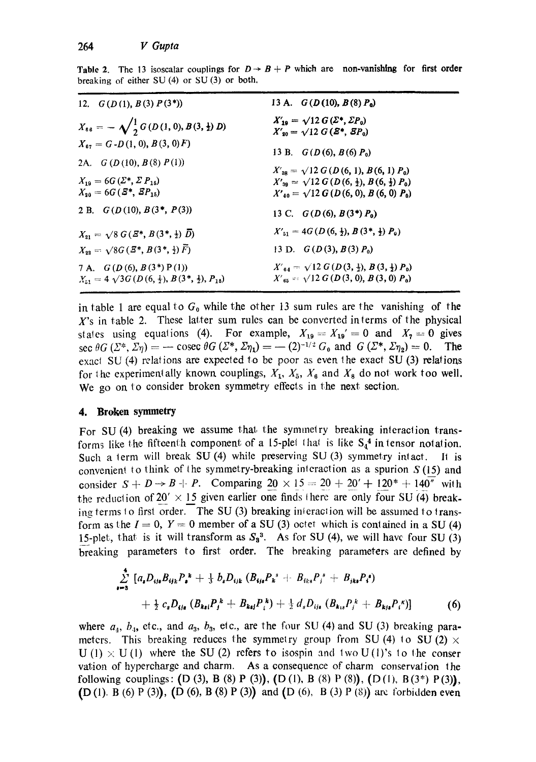**Table 2.** The 13 isoscalar couplings for $D \rightarrow B + P$ which are non-vanishing for first order breaking of either SU (4) or SU (3) or both.

| | |
|---|---|
| 12. $G(D(1), B(3) P(3^*))$ | 13 A. $G(D(10), B(8) P_0)$ |
| $X_{66} = -\sqrt{\tfrac{1}{2}}\, G(D(1,0), B(3, \tfrac{1}{2}) D)$ | $X'_{19} = \sqrt{12}\, G(\Sigma^*, \Sigma P_0)$ |
| $X_{67} = G\text{-}D(1,0), B(3,0) F)$ | $X'_{20} = \sqrt{12}\, G(\Xi^*, \Xi P_0)$ |
| 2A. $G(D(10), B(8) P(1))$ | 13 B. $G(D(6), B(6) P_0)$ |
| $X_{19} = 6G(\Sigma^*, \Sigma P_{15})$ | $X'_{38} = \sqrt{12}\, G(D(6,1), B(6,1) P_0)$ |
| $X_{20} = 6G(\Xi^*, \Xi P_{15})$ | $X'_{39} = \sqrt{12}\, G(D(6, \tfrac{1}{2}), B(6, \tfrac{1}{2}) P_0)$ |
| | $X'_{40} = \sqrt{12}\, G(D(6,0), B(6,0) P_0)$ |
| 2 B. $G(D(10), B(3^*, P(3))$ | 13 C. $G(D(6), B(3^*) P_0)$ |
| $X_{21} = \sqrt{8}\, G(\Xi^*, B(3^*, \tfrac{1}{2}) \bar{D})$ | $X'_{51} = 4G(D(6, \tfrac{1}{2}), B(3^*, \tfrac{1}{2}) P_0)$ |
| $X_{22} = \sqrt{8} G(\Xi^*, B(3^*, \tfrac{1}{2}) \bar{F})$ | 13 D. $G(D(3), B(3) P_0)$ |
| 7 A. $G(D(6), B(3^*) P(1))$ | $X'_{64} = \sqrt{12}\, G(D(3, \tfrac{1}{2}), B(3, \tfrac{1}{2}) P_0)$ |
| $X_{51} = 4\sqrt{3} G(D(6, \tfrac{1}{2}), B(3^*, \tfrac{1}{2}), P_{15})$ | $X'_{65} = \sqrt{12}\, G(D(3,0), B(3,0) P_0)$ |

in table 1 are equal to $G_0$ while the other 13 sum rules are the vanishing of the $X$'s in table 2. These latter sum rules can be converted in terms of the physical states using equations (4). For example, $X_{19} = X_{19}' = 0$ and $X_7 = 0$ gives $\sec \theta G(\Sigma^*, \Sigma\eta) = -\operatorname{cosec} \theta G(\Sigma^*, \Sigma\eta_1) = -(2)^{-1/2} G_0$ and $G(\Sigma^*, \Sigma\eta_2) = 0$. The exact SU (4) relations are expected to be poor as even the exact SU (3) relations for the experimentally known couplings, $X_1$, $X_5$, $X_6$ and $X_8$ do not work too well. We go on to consider broken symmetry effects in the next section.

## 4. Broken symmetry

For SU (4) breaking we assume that the symmetry breaking interaction transforms like the fifteenth component of a 15-plet that is like $S_4^4$ in tensor notation. Such a term will break SU (4) while preserving SU (3) symmetry intact. It is convenient to think of the symmetry-breaking interaction as a spurion $S(\underline{15})$ and consider $S + D \rightarrow B + P$. Comparing $\underline{20} \times \underline{15} = \underline{20} + \underline{20}' + \underline{120}^* + \underline{140}''$ with the reduction of $\underline{20}' \times \underline{15}$ given earlier one finds there are only four SU (4) breaking terms to first order. The SU (3) breaking interaction will be assumed to transform as the $I = 0$, $Y = 0$ member of a SU (3) octet which is contained in a SU (4) $\underline{15}$-plet, that is it will transform as $S_3^3$. As for SU (4), we will have four SU (3) breaking parameters to first order. The breaking parameters are defined by

$$\sum_{s=3}^{4} [a_s D_{ijs} B_{ijk} P_s^k + \tfrac{1}{3} b_s D_{ijk} (B_{ijs} P_k^s + B_{iks} P_j^s + B_{jks} P_i^s) + \tfrac{1}{2} c_s D_{ijs} (B_{ksi} P_j^k + B_{ksj} P_i^k) + \tfrac{1}{2} d_s D_{ijs} (B_{kis} P_j^k + B_{kjs} P_i^k)] \tag{6}$$

where $a_4$, $b_4$, etc., and $a_3$, $b_3$, etc., are the four SU (4) and SU (3) breaking parameters. This breaking reduces the symmetry group from SU (4) to SU (2) $\times$ U (1) $\times$ U (1) where the SU (2) refers to isospin and two U (1)'s to the conservation of hypercharge and charm. As a consequence of charm conservation the following couplings: (D (3), B (8) P (3)), (D (1), B (8) P (8)), (D (1), B(3*) P(3)), (D (1). B (6) P (3)), (D (6), B (8) P (3)) and (D (6), B (3) P (8)) are forbidden even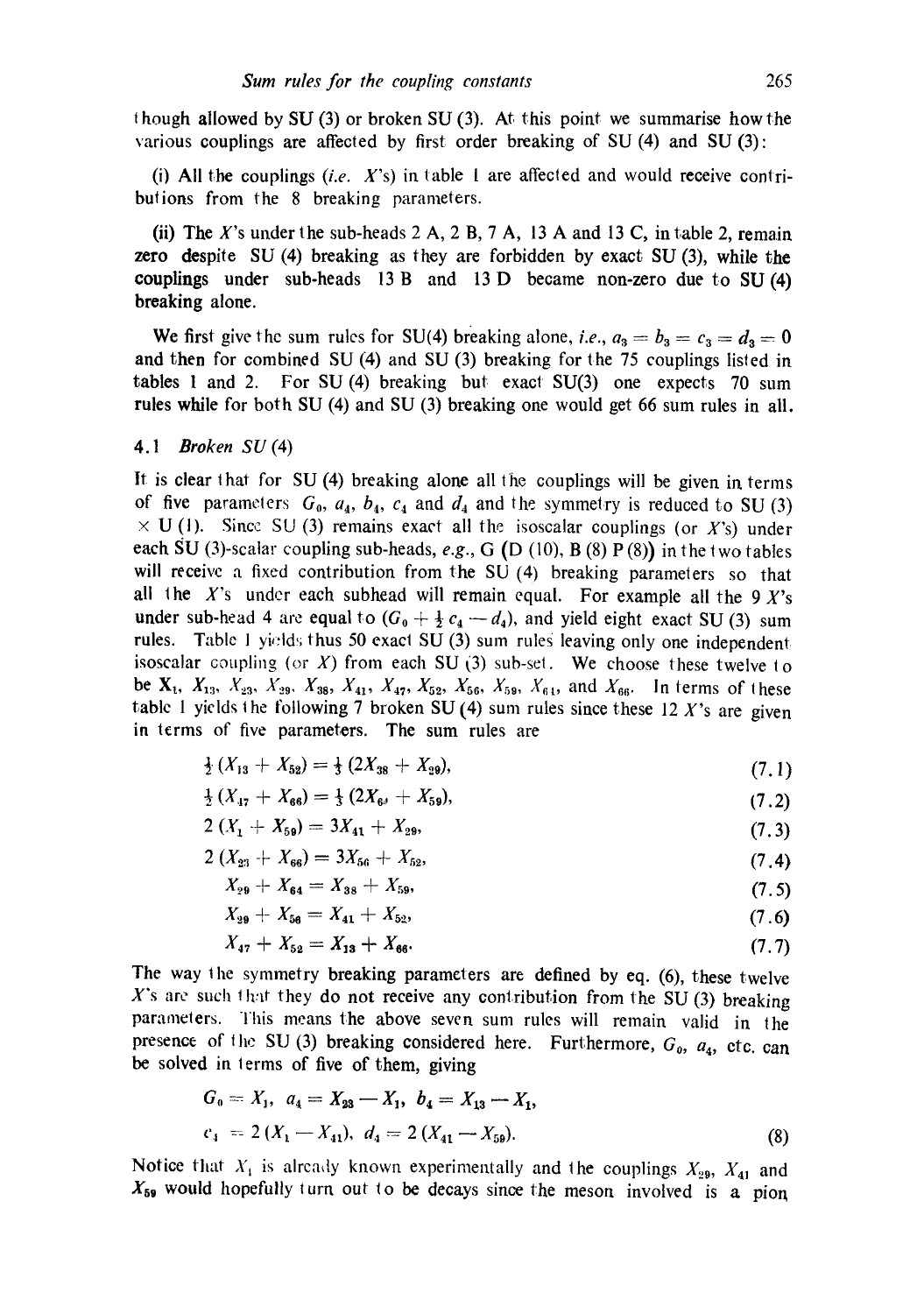though allowed by SU (3) or broken SU (3). At this point we summarise how the various couplings are affected by first order breaking of SU (4) and SU (3):

(i) All the couplings (*i.e.* $X$'s) in table 1 are affected and would receive contributions from the 8 breaking parameters.

(ii) The $X$'s under the sub-heads 2 A, 2 B, 7 A, 13 A and 13 C, in table 2, remain zero despite SU (4) breaking as they are forbidden by exact SU (3), while the couplings under sub-heads 13 B and 13 D became non-zero due to SU (4) breaking alone.

We first give the sum rules for SU(4) breaking alone, *i.e.*, $a_3 = b_3 = c_3 = d_3 = 0$ and then for combined SU (4) and SU (3) breaking for the 75 couplings listed in tables 1 and 2. For SU (4) breaking but exact SU(3) one expects 70 sum rules while for both SU (4) and SU (3) breaking one would get 66 sum rules in all.

### 4.1 *Broken SU* (4)

It is clear that for SU (4) breaking alone all the couplings will be given in terms of five parameters $G_0$, $a_4$, $b_4$, $c_4$ and $d_4$ and the symmetry is reduced to SU (3) $\times$ U (1). Since SU (3) remains exact all the isoscalar couplings (or $X$'s) under each SU (3)-scalar coupling sub-heads, *e.g.*, G (D (10), B (8) P (8)) in the two tables will receive a fixed contribution from the SU (4) breaking parameters so that all the $X$'s under each subhead will remain equal. For example all the 9 $X$'s under sub-head 4 are equal to $(G_0 + \frac{1}{2} c_4 - d_4)$, and yield eight exact SU (3) sum rules. Table 1 yields thus 50 exact SU (3) sum rules leaving only one independent isoscalar coupling (or $X$) from each SU (3) sub-set. We choose these twelve to be $X_1$, $X_{13}$, $X_{23}$, $X_{29}$, $X_{38}$, $X_{41}$, $X_{47}$, $X_{52}$, $X_{56}$, $X_{59}$, $X_{61}$, and $X_{66}$. In terms of these table 1 yields the following 7 broken SU (4) sum rules since these 12 $X$'s are given in terms of five parameters. The sum rules are

$$\tfrac{1}{2}(X_{13} + X_{52}) = \tfrac{1}{3}(2X_{38} + X_{29}), \tag{7.1}$$

$$\tfrac{1}{2}(X_{47} + X_{66}) = \tfrac{1}{3}(2X_{61} + X_{59}), \tag{7.2}$$

$$2(X_1 + X_{59}) = 3X_{41} + X_{29}, \tag{7.3}$$

$$2(X_{23} + X_{66}) = 3X_{56} + X_{52}, \tag{7.4}$$

$$X_{29} + X_{64} = X_{38} + X_{59}, \tag{7.5}$$

$$X_{29} + X_{56} = X_{41} + X_{52}, \tag{7.6}$$

$$X_{47} + X_{52} = X_{13} + X_{66}. \tag{7.7}$$

The way the symmetry breaking parameters are defined by eq. (6), these twelve $X$'s are such that they do not receive any contribution from the SU (3) breaking parameters. This means the above seven sum rules will remain valid in the presence of the SU (3) breaking considered here. Furthermore, $G_0$, $a_4$, etc. can be solved in terms of five of them, giving

$$G_0 = X_1,\ a_4 = X_{23} - X_1,\ b_4 = X_{13} - X_1,$$
$$c_4 = 2(X_1 - X_{41}),\ d_4 = 2(X_{41} - X_{59}). \tag{8}$$

Notice that $X_1$ is already known experimentally and the couplings $X_{29}$, $X_{41}$ and $X_{59}$ would hopefully turn out to be decays since the meson involved is a pion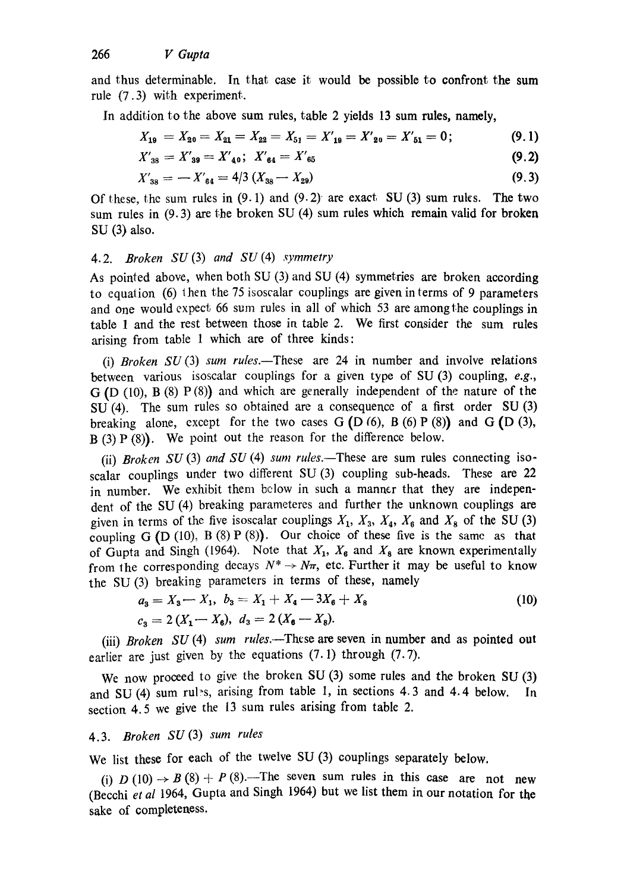and thus determinable. In that case it would be possible to confront the sum rule (7.3) with experiment.

In addition to the above sum rules, table 2 yields 13 sum rules, namely,

$$X_{19} = X_{20} = X_{21} = X_{22} = X_{51} = X'_{19} = X'_{20} = X'_{51} = 0; \tag{9.1}$$

$$X'_{38} = X'_{39} = X'_{40}; \;\; X'_{64} = X'_{65} \tag{9.2}$$

$$X'_{38} = -X'_{64} = 4/3\,(X_{38} - X_{29}) \tag{9.3}$$

Of these, the sum rules in (9.1) and (9.2) are exact SU (3) sum rules. The two sum rules in (9.3) are the broken SU (4) sum rules which remain valid for broken SU (3) also.

## 4.2. *Broken SU (3) and SU (4) symmetry*

As pointed above, when both SU (3) and SU (4) symmetries are broken according to equation (6) then the 75 isoscalar couplings are given in terms of 9 parameters and one would expect 66 sum rules in all of which 53 are among the couplings in table 1 and the rest between those in table 2. We first consider the sum rules arising from table 1 which are of three kinds:

(i) *Broken SU (3) sum rules*.—These are 24 in number and involve relations between various isoscalar couplings for a given type of SU (3) coupling, *e.g.*, G (D (10), B (8) P (8)) and which are generally independent of the nature of the SU (4). The sum rules so obtained are a consequence of a first order SU (3) breaking alone, except for the two cases G (D (6), B (6) P (8)) and G (D (3), B (3) P (8)). We point out the reason for the difference below.

(ii) *Broken SU (3) and SU (4) sum rules*.—These are sum rules connecting isoscalar couplings under two different SU (3) coupling sub-heads. These are 22 in number. We exhibit them below in such a manner that they are independent of the SU (4) breaking parameteres and further the unknown couplings are given in terms of the five isoscalar couplings $X_1$, $X_3$, $X_4$, $X_6$ and $X_8$ of the SU (3) coupling G (D (10), B (8) P (8)). Our choice of these five is the same as that of Gupta and Singh (1964). Note that $X_1$, $X_6$ and $X_8$ are known experimentally from the corresponding decays $N^* \to N\pi$, etc. Further it may be useful to know the SU (3) breaking parameters in terms of these, namely

$$a_3 = X_3 - X_1, \;\; b_3 = X_1 + X_4 - 3X_6 + X_8 \tag{10}$$

$$c_3 = 2\,(X_1 - X_6), \;\; d_3 = 2\,(X_6 - X_8).$$

(iii) *Broken SU (4) sum rules*.—These are seven in number and as pointed out earlier are just given by the equations (7.1) through (7.7).

We now proceed to give the broken SU (3) some rules and the broken SU (3) and SU (4) sum rules, arising from table 1, in sections 4.3 and 4.4 below. In section 4.5 we give the 13 sum rules arising from table 2.

## 4.3. *Broken SU (3) sum rules*

We list these for each of the twelve SU (3) couplings separately below.

(i) $D\,(10) \to B\,(8) + P\,(8)$.—The seven sum rules in this case are not new (Becchi *et al* 1964, Gupta and Singh 1964) but we list them in our notation for the sake of completeness.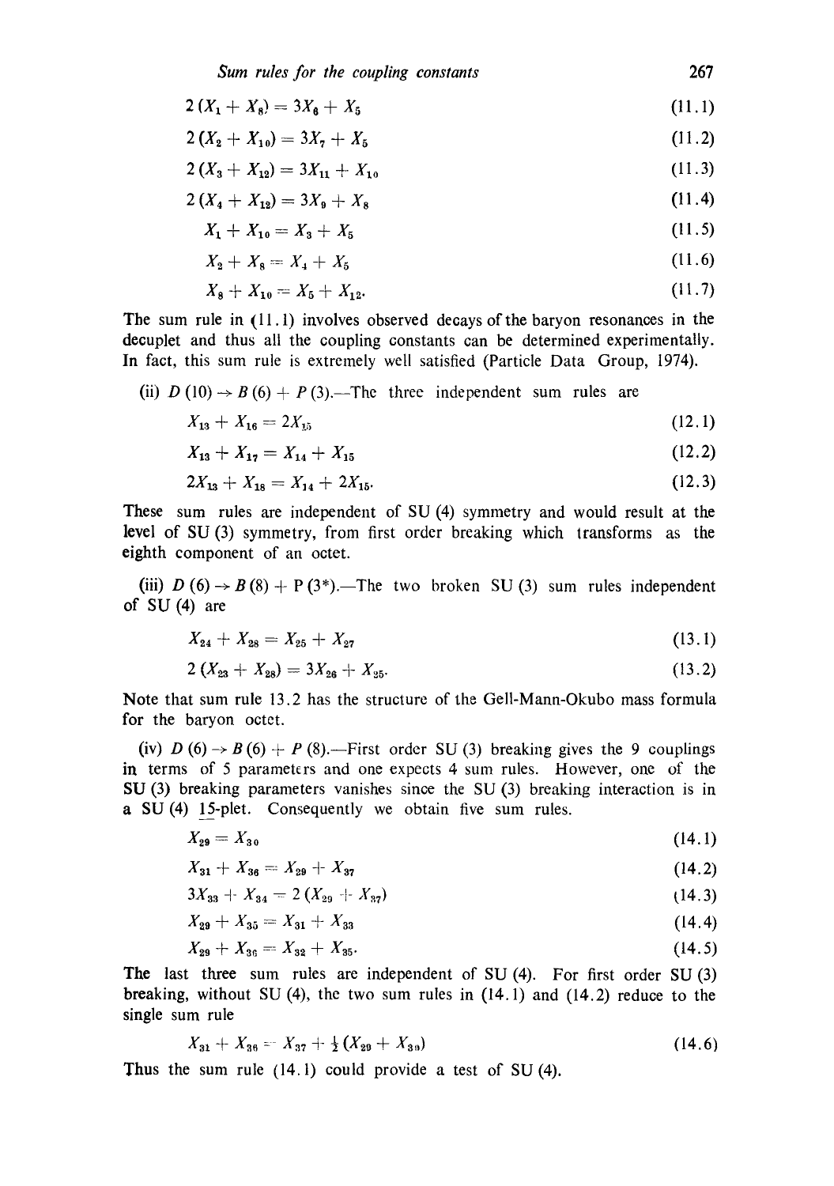$$2(X_1 + X_8) = 3X_6 + X_5 \tag{11.1}$$

$$2(X_2 + X_{10}) = 3X_7 + X_5 \tag{11.2}$$

$$2(X_3 + X_{12}) = 3X_{11} + X_{10} \tag{11.3}$$

$$2(X_4 + X_{12}) = 3X_9 + X_8 \tag{11.4}$$

$$X_1 + X_{10} = X_3 + X_5 \tag{11.5}$$

$$X_2 + X_8 = X_4 + X_5 \tag{11.6}$$

$$X_8 + X_{10} = X_5 + X_{12}. \tag{11.7}$$

The sum rule in (11.1) involves observed decays of the baryon resonances in the decuplet and thus all the coupling constants can be determined experimentally. In fact, this sum rule is extremely well satisfied (Particle Data Group, 1974).

(ii) $D(10) \to B(6) + P(3)$.—The three independent sum rules are

$$X_{13} + X_{16} = 2X_{15} \tag{12.1}$$

$$X_{13} + X_{17} = X_{14} + X_{15} \tag{12.2}$$

$$2X_{13} + X_{18} = X_{14} + 2X_{15}. \tag{12.3}$$

These sum rules are independent of SU (4) symmetry and would result at the level of SU (3) symmetry, from first order breaking which transforms as the eighth component of an octet.

(iii) $D(6) \to B(8) + P(3^*)$.—The two broken SU (3) sum rules independent of SU (4) are

$$X_{24} + X_{28} = X_{25} + X_{27} \tag{13.1}$$

$$2(X_{23} + X_{28}) = 3X_{26} + X_{25}. \tag{13.2}$$

Note that sum rule 13.2 has the structure of the Gell-Mann-Okubo mass formula for the baryon octet.

(iv) $D(6) \to B(6) + P(8)$.—First order SU (3) breaking gives the 9 couplings in terms of 5 parameters and one expects 4 sum rules. However, one of the SU (3) breaking parameters vanishes since the SU (3) breaking interaction is in a SU (4) 15-plet. Consequently we obtain five sum rules.

$$X_{29} = X_{30} \tag{14.1}$$

$$X_{31} + X_{36} = X_{29} + X_{37} \tag{14.2}$$

$$3X_{33} + X_{34} = 2(X_{29} + X_{37}) \tag{14.3}$$

$$X_{29} + X_{35} = X_{31} + X_{33} \tag{14.4}$$

$$X_{29} + X_{36} = X_{32} + X_{35}. \tag{14.5}$$

The last three sum rules are independent of SU (4). For first order SU (3) breaking, without SU (4), the two sum rules in (14.1) and (14.2) reduce to the single sum rule

$$X_{31} + X_{36} = X_{37} + \tfrac{1}{2}(X_{29} + X_{30}) \tag{14.6}$$

Thus the sum rule (14.1) could provide a test of SU (4).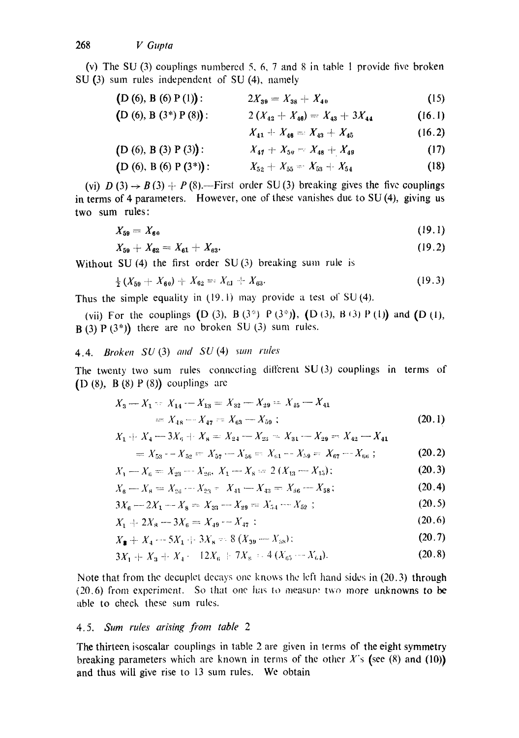(v) The SU (3) couplings numbered 5, 6, 7 and 8 in table 1 provide five broken SU (3) sum rules independent of SU (4), namely

$$(\mathrm{D}\,(6),\ \mathrm{B}\,(6)\,\mathrm{P}\,(1)): \qquad 2X_{39} = X_{38} + X_{40} \tag{15}$$

$$(\mathrm{D}\,(6),\ \mathrm{B}\,(3^*)\,\mathrm{P}\,(8)): \qquad 2\,(X_{42} + X_{46}) = X_{43} + 3X_{44} \tag{16.1}$$

$$X_{41} + X_{46} = X_{43} + X_{45} \tag{16.2}$$

$$(\mathrm{D}\,(6),\ \mathrm{B}\,(3)\,\mathrm{P}\,(3)): \qquad X_{47} + X_{50} = X_{48} + X_{49} \tag{17}$$

$$(\mathrm{D}\,(6),\ \mathrm{B}\,(6)\,\mathrm{P}\,(3^*)): \qquad X_{52} + X_{55} = X_{53} + X_{54} \tag{18}$$

(vi) $D\,(3) \rightarrow B\,(3) + P\,(8)$.—First order SU (3) breaking gives the five couplings in terms of 4 parameters. However, one of these vanishes due to SU (4), giving us two sum rules:

$$X_{59} = X_{60} \tag{19.1}$$

$$X_{59} + X_{62} = X_{61} + X_{63}. \tag{19.2}$$

Without SU (4) the first order SU (3) breaking sum rule is

$$\tfrac{1}{2}\,(X_{59} + X_{60}) + X_{62} = X_{61} + X_{63}. \tag{19.3}$$

Thus the simple equality in (19.1) may provide a test of SU (4).

(vii) For the couplings $(\mathrm{D}\,(3),\ \mathrm{B}\,(3^*)\ \mathrm{P}\,(3^*))$, $(\mathrm{D}\,(3),\ \mathrm{B}\,(3)\ \mathrm{P}\,(1))$ and $(\mathrm{D}\,(1),\ \mathrm{B}\,(3)\ \mathrm{P}\,(3^*))$ there are no broken SU (3) sum rules.

### 4.4. *Broken SU (3) and SU (4) sum rules*

The twenty two sum rules connecting different SU (3) couplings in terms of $(\mathrm{D}\,(8),\ \mathrm{B}\,(8)\ \mathrm{P}\,(8))$ couplings are

$$\begin{aligned} X_3 - X_1 &= X_{14} - X_{13} = X_{32} - X_{29} = X_{45} - X_{41} \\ &= X_{48} - X_{47} = X_{63} - X_{59}\,; \end{aligned} \tag{20.1}$$

$$\begin{aligned} X_1 + X_4 - 3X_6 + X_8 &= X_{24} - X_{23} = X_{31} - X_{29} = X_{42} - X_{41} \\ &= X_{53} - X_{52} = X_{57} - X_{56} = X_{61} - X_{59} = X_{67} - X_{66}\,; \end{aligned} \tag{20.2}$$

$$X_1 - X_6 = X_{23} - X_{26}, \quad X_1 - X_8 = 2\,(X_{13} - X_{15}); \tag{20.3}$$

$$X_6 - X_8 = X_{26} - X_{23} = X_{41} - X_{43} = X_{56} - X_{58}; \tag{20.4}$$

$$3X_6 - 2X_1 - X_8 = X_{33} - X_{29} = X_{54} - X_{52}\,; \tag{20.5}$$

$$X_1 + 2X_8 - 3X_6 = X_{49} - X_{47}\,; \tag{20.6}$$

$$X_2 + X_4 - 5X_1 + 3X_8 = 8\,(X_{39} - X_{38}); \tag{20.7}$$

$$3X_1 + X_3 + X_4 - 12X_6 + 7X_8 = 4\,(X_{65} - X_{64}). \tag{20.8}$$

Note that from the decuplet decays one knows the left hand sides in (20.3) through (20.6) from experiment. So that one has to measure two more unknowns to be able to check these sum rules.

### 4.5. *Sum rules arising from table 2*

The thirteen isoscalar couplings in table 2 are given in terms of the eight symmetry breaking parameters which are known in terms of the other $X$'s (see (8) and (10)) and thus will give rise to 13 sum rules. We obtain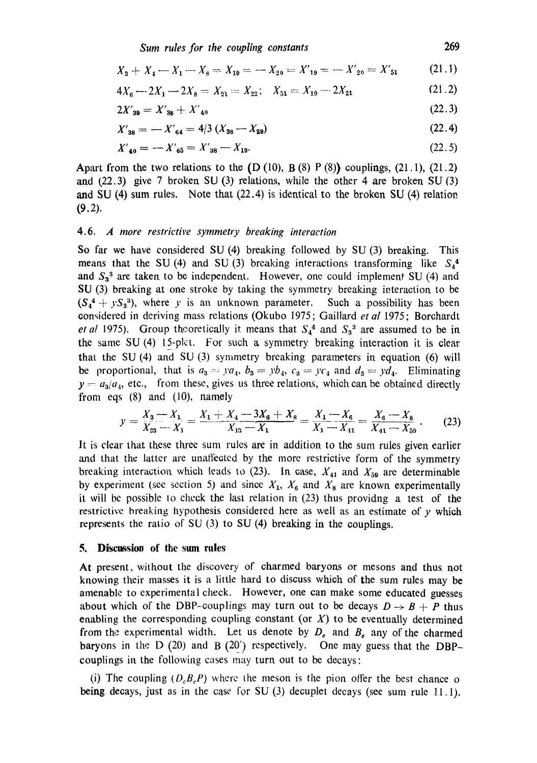$$X_3 + X_4 - X_1 - X_8 = X_{19} = -X_{20} = X'_{19} = -X'_{20} = X'_{51} \tag{21.1}$$

$$4X_6 - 2X_1 - 2X_8 = X_{21} = X_{22}; \quad X_{51} = X_{19} - 2X_{21} \tag{21.2}$$

$$2X'_{39} = X'_{38} + X'_{40} \tag{22.3}$$

$$X'_{38} = -X'_{64} = 4/3\,(X_{38} - X_{29}) \tag{22.4}$$

$$X'_{40} = -X'_{65} = X'_{38} - X_{19}. \tag{22.5}$$

Apart from the two relations to the (D (10), B (8) P (8)) couplings, (21.1), (21.2) and (22.3) give 7 broken SU (3) relations, while the other 4 are broken SU (3) and SU (4) sum rules. Note that (22.4) is identical to the broken SU (4) relation (9.2).

### 4.6. *A more restrictive symmetry breaking interaction*

So far we have considered SU (4) breaking followed by SU (3) breaking. This means that the SU (4) and SU (3) breaking interactions transforming like $S_4^4$ and $S_3^3$ are taken to be independent. However, one could implement SU (4) and SU (3) breaking at one stroke by taking the symmetry breaking interaction to be $(S_4^4 + yS_3^3)$, where $y$ is an unknown parameter. Such a possibility has been considered in deriving mass relations (Okubo 1975; Gaillard *et al* 1975; Borchardt *et al* 1975). Group theoretically it means that $S_4^4$ and $S_3^3$ are assumed to be in the same SU (4) 15-plet. For such a symmetry breaking interaction it is clear that the SU (4) and SU (3) symmetry breaking parameters in equation (6) will be proportional, that is $a_3 = ya_4$, $b_3 = yb_4$, $c_3 = yc_4$ and $d_3 = yd_4$. Eliminating $y = a_3/a_4$, etc., from these, gives us three relations, which can be obtained directly from eqs (8) and (10), namely

$$y = \frac{X_3 - X_1}{X_{23} - X_1} = \frac{X_1 + X_4 - 3X_6 + X_8}{X_{13} - X_1} = \frac{X_1 - X_6}{X_1 - X_{41}} = \frac{X_6 - X_8}{X_{41} - X_{59}}. \tag{23}$$

It is clear that these three sum rules are in addition to the sum rules given earlier and that the latter are unaffected by the more restrictive form of the symmetry breaking interaction which leads to (23). In case, $X_{41}$ and $X_{59}$ are determinable by experiment (see section 5) and since $X_1$, $X_6$ and $X_8$ are known experimentally it will be possible to check the last relation in (23) thus providng a test of the restrictive breaking hypothesis considered here as well as an estimate of $y$ which represents the ratio of SU (3) to SU (4) breaking in the couplings.

## 5. Discussion of the sum rules

At present, without the discovery of charmed baryons or mesons and thus not knowing their masses it is a little hard to discuss which of the sum rules may be amenable to experimental check. However, one can make some educated guesses about which of the DBP-couplings may turn out to be decays $D \to B + P$ thus enabling the corresponding coupling constant (or $X$) to be eventually determined from the experimental width. Let us denote by $D_c$ and $B_c$ any of the charmed baryons in the D (20) and B (20′) respectively. One may guess that the DBP-couplings in the following cases may turn out to be decays:

(i) The coupling $(D_c B_c P)$ where the meson is the pion offer the best chance o being decays, just as in the case for SU (3) decuplet decays (see sum rule 11.1).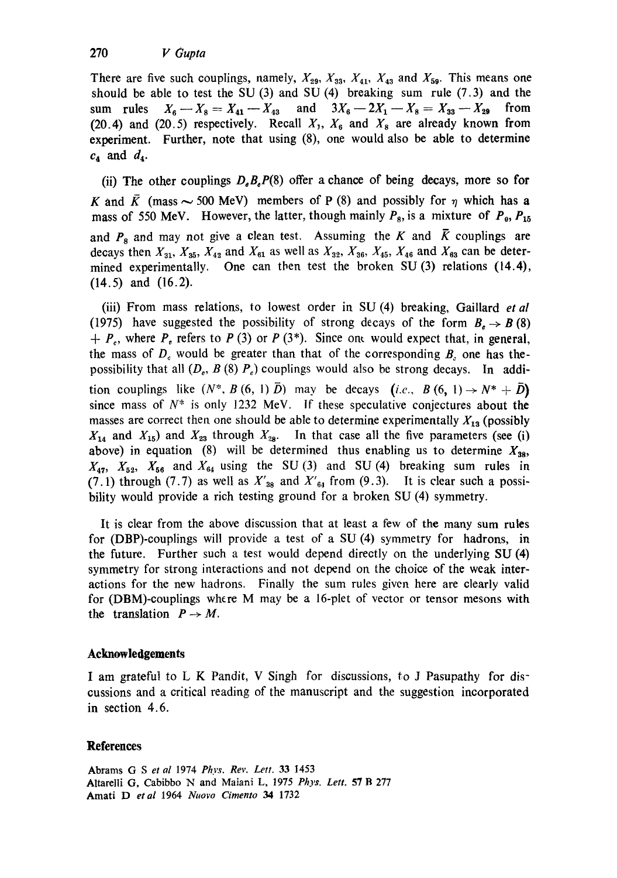There are five such couplings, namely, $X_{29}$, $X_{33}$, $X_{41}$, $X_{43}$ and $X_{59}$. This means one should be able to test the SU (3) and SU (4) breaking sum rule (7.3) and the sum rules $X_6 - X_8 = X_{41} - X_{43}$ and $3X_6 - 2X_1 - X_8 = X_{33} - X_{29}$ from (20.4) and (20.5) respectively. Recall $X_1$, $X_6$ and $X_8$ are already known from experiment. Further, note that using (8), one would also be able to determine $c_4$ and $d_4$.

(ii) The other couplings $D_e B_e P(8)$ offer a chance of being decays, more so for $K$ and $\bar{K}$ (mass $\sim$ 500 MeV) members of P (8) and possibly for $\eta$ which has a mass of 550 MeV. However, the latter, though mainly $P_8$, is a mixture of $P_0$, $P_{15}$ and $P_8$ and may not give a clean test. Assuming the $K$ and $\bar{K}$ couplings are decays then $X_{31}$, $X_{35}$, $X_{42}$ and $X_{61}$ as well as $X_{32}$, $X_{36}$, $X_{45}$, $X_{46}$ and $X_{63}$ can be determined experimentally. One can then test the broken SU (3) relations (14.4), (14.5) and (16.2).

(iii) From mass relations, to lowest order in SU (4) breaking, Gaillard *et al* (1975) have suggested the possibility of strong decays of the form $B_e \rightarrow B(8) + P_c$, where $P_c$ refers to $P(3)$ or $P(3^*)$. Since one would expect that, in general, the mass of $D_c$ would be greater than that of the corresponding $B_c$ one has the possibility that all $(D_c, B(8) P_c)$ couplings would also be strong decays. In addition couplings like $(N^*, B(6, 1) \bar{D})$ may be decays (*i.e.*, $B(6, 1) \rightarrow N^* + \bar{D}$) since mass of $N^*$ is only 1232 MeV. If these speculative conjectures about the masses are correct then one should be able to determine experimentally $X_{13}$ (possibly $X_{14}$ and $X_{15}$) and $X_{23}$ through $X_{28}$. In that case all the five parameters (see (i) above) in equation (8) will be determined thus enabling us to determine $X_{38}$, $X_{47}$, $X_{52}$, $X_{56}$ and $X_{64}$ using the SU (3) and SU (4) breaking sum rules in (7.1) through (7.7) as well as $X'_{38}$ and $X'_{64}$ from (9.3). It is clear such a possibility would provide a rich testing ground for a broken SU (4) symmetry.

It is clear from the above discussion that at least a few of the many sum rules for (DBP)-couplings will provide a test of a SU (4) symmetry for hadrons, in the future. Further such a test would depend directly on the underlying SU (4) symmetry for strong interactions and not depend on the choice of the weak interactions for the new hadrons. Finally the sum rules given here are clearly valid for (DBM)-couplings where M may be a 16-plet of vector or tensor mesons with the translation $P \rightarrow M$.

## Acknowledgements

I am grateful to L K Pandit, V Singh for discussions, to J Pasupathy for discussions and a critical reading of the manuscript and the suggestion incorporated in section 4.6.

## References

Abrams G S *et al* 1974 *Phys. Rev. Lett.* **33** 1453

Altarelli G, Cabibbo N and Maiani L, 1975 *Phys. Lett.* **57 B** 277

Amati D *et al* 1964 *Nuovo Cimento* **34** 1732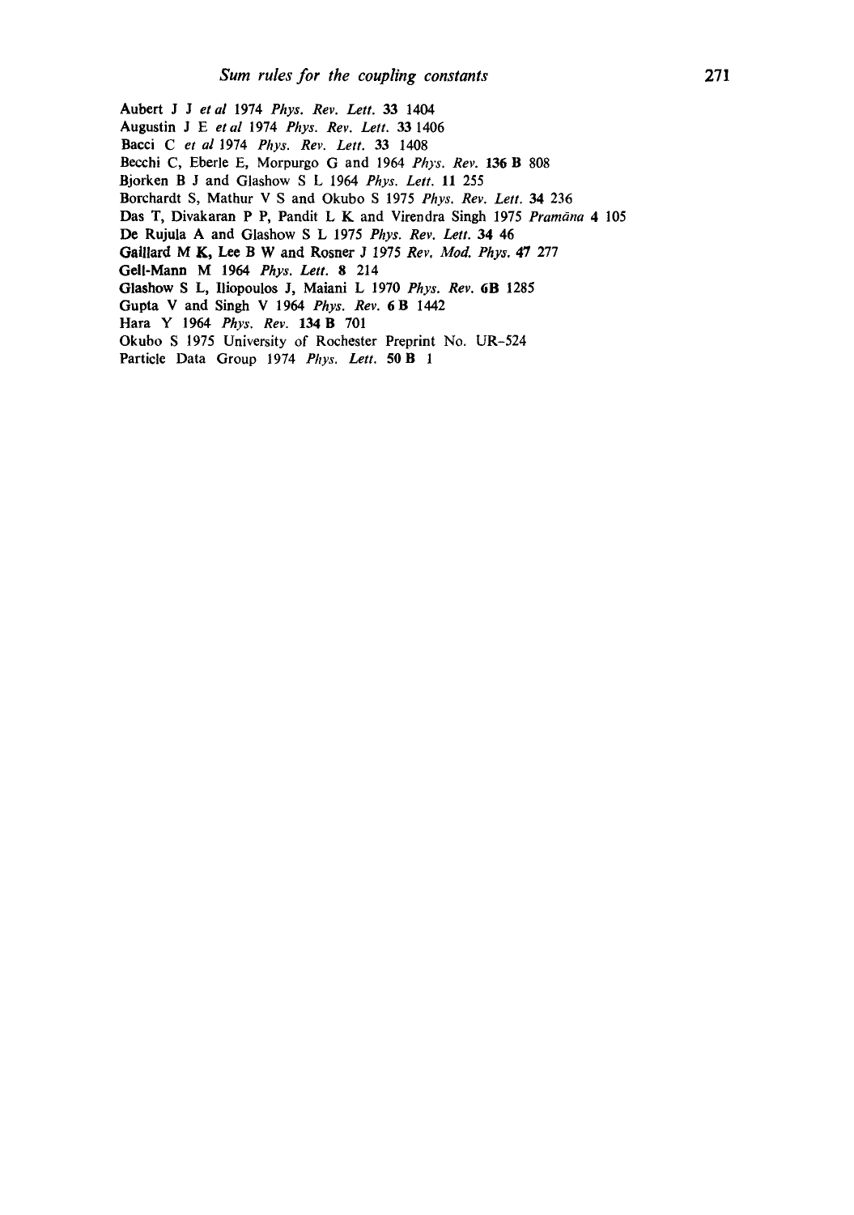Aubert J J *et al* 1974 *Phys. Rev. Lett.* **33** 1404
Augustin J E *et al* 1974 *Phys. Rev. Lett.* **33** 1406
Bacci C *et al* 1974 *Phys. Rev. Lett.* **33** 1408
Becchi C, Eberle E, Morpurgo G and 1964 *Phys. Rev.* **136 B** 808
Bjorken B J and Glashow S L 1964 *Phys. Lett.* **11** 255
Borchardt S, Mathur V S and Okubo S 1975 *Phys. Rev. Lett.* **34** 236
Das T, Divakaran P P, Pandit L K and Virendra Singh 1975 *Pramāna* **4** 105
De Rujula A and Glashow S L 1975 *Phys. Rev. Lett.* **34** 46
Gaillard M K, Lee B W and Rosner J 1975 *Rev. Mod. Phys.* **47** 277
Gell-Mann M 1964 *Phys. Lett.* **8** 214
Glashow S L, Iliopoulos J, Maiani L 1970 *Phys. Rev.* **6B** 1285
Gupta V and Singh V 1964 *Phys. Rev.* **6 B** 1442
Hara Y 1964 *Phys. Rev.* **134 B** 701
Okubo S 1975 University of Rochester Preprint No. UR-524
Particle Data Group 1974 *Phys. Lett.* **50 B** 1